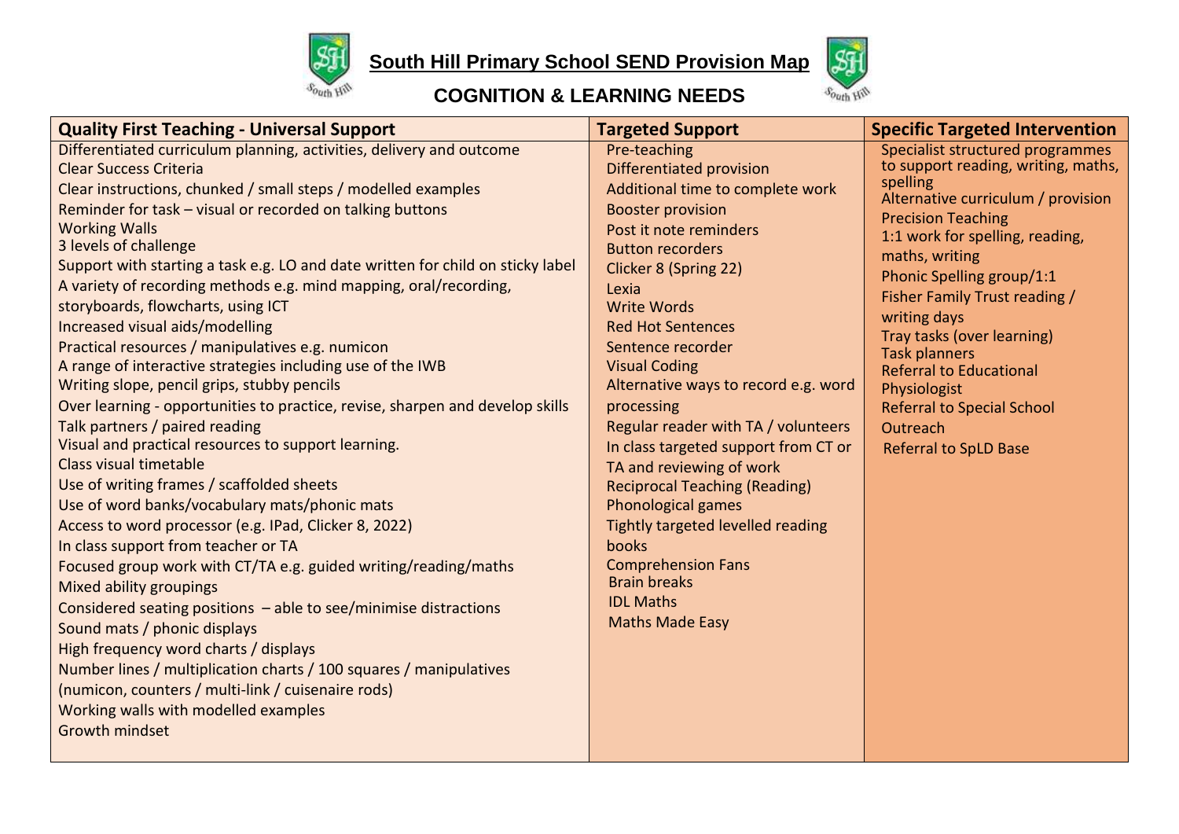# South Hill Primary School SEND Provision Map

## COGNITION & LEARNING NEEDS

| Quality First Teaching - Universal Support | Targeted Support | Specific Targeted Intervention |
|---|---|---|
| Differentiated curriculum planning, activities, delivery and outcome<br>Clear Success Criteria<br>Clear instructions, chunked / small steps / modelled examples<br>Reminder for task – visual or recorded on talking buttons<br>Working Walls<br>3 levels of challenge<br>Support with starting a task e.g. LO and date written for child on sticky label<br>A variety of recording methods e.g. mind mapping, oral/recording, storyboards, flowcharts, using ICT<br>Increased visual aids/modelling<br>Practical resources / manipulatives e.g. numicon<br>A range of interactive strategies including use of the IWB<br>Writing slope, pencil grips, stubby pencils<br>Over learning - opportunities to practice, revise, sharpen and develop skills<br>Talk partners / paired reading<br>Visual and practical resources to support learning.<br>Class visual timetable<br>Use of writing frames / scaffolded sheets<br>Use of word banks/vocabulary mats/phonic mats<br>Access to word processor (e.g. IPad, Clicker 8, 2022)<br>In class support from teacher or TA<br>Focused group work with CT/TA e.g. guided writing/reading/maths<br>Mixed ability groupings<br>Considered seating positions – able to see/minimise distractions<br>Sound mats / phonic displays<br>High frequency word charts / displays<br>Number lines / multiplication charts / 100 squares / manipulatives (numicon, counters / multi-link / cuisenaire rods)<br>Working walls with modelled examples<br>Growth mindset | Pre-teaching<br>Differentiated provision<br>Additional time to complete work<br>Booster provision<br>Post it note reminders<br>Button recorders<br>Clicker 8 (Spring 22)<br>Lexia<br>Write Words<br>Red Hot Sentences<br>Sentence recorder<br>Visual Coding<br>Alternative ways to record e.g. word processing<br>Regular reader with TA / volunteers<br>In class targeted support from CT or TA and reviewing of work<br>Reciprocal Teaching (Reading)<br>Phonological games<br>Tightly targeted levelled reading books<br>Comprehension Fans<br>Brain breaks<br>IDL Maths<br>Maths Made Easy | Specialist structured programmes to support reading, writing, maths, spelling<br>Alternative curriculum / provision<br>Precision Teaching<br>1:1 work for spelling, reading, maths, writing<br>Phonic Spelling group/1:1<br>Fisher Family Trust reading / writing days<br>Tray tasks (over learning)<br>Task planners<br>Referral to Educational Physiologist<br>Referral to Special School Outreach<br>Referral to SpLD Base |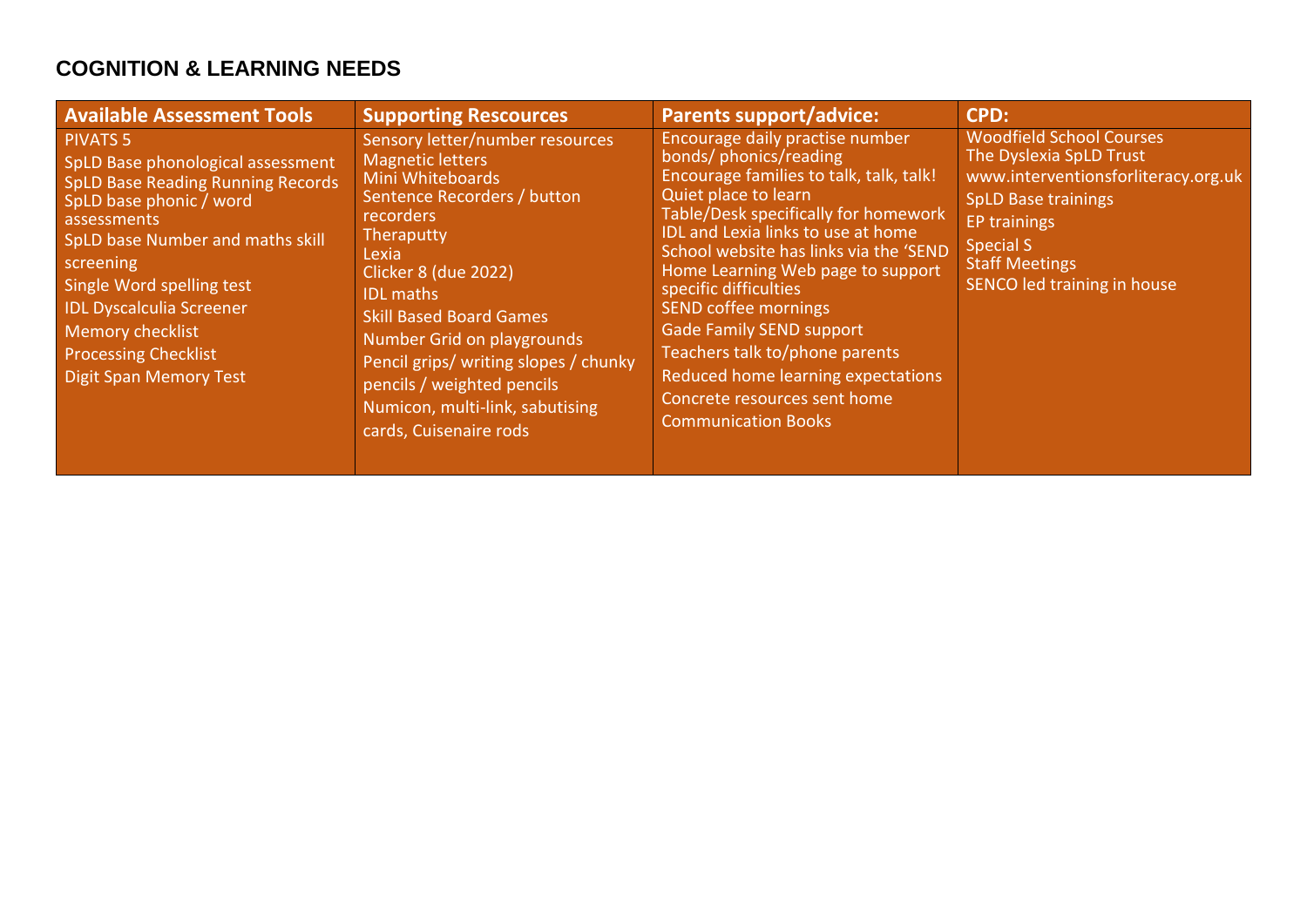## COGNITION & LEARNING NEEDS

| Available Assessment Tools | Supporting Rescources | Parents support/advice: | CPD: |
|---|---|---|---|
| PIVATS 5<br>SpLD Base phonological assessment<br>SpLD Base Reading Running Records<br>SpLD base phonic / word assessments<br>SpLD base Number and maths skill screening<br>Single Word spelling test<br>IDL Dyscalculia Screener<br>Memory checklist<br>Processing Checklist<br>Digit Span Memory Test | Sensory letter/number resources<br>Magnetic letters<br>Mini Whiteboards<br>Sentence Recorders / button recorders<br>Theraputty<br>Lexia<br>Clicker 8 (due 2022)<br>IDL maths<br>Skill Based Board Games<br>Number Grid on playgrounds<br>Pencil grips/ writing slopes / chunky pencils / weighted pencils<br>Numicon, multi-link, sabutising cards, Cuisenaire rods | Encourage daily practise number bonds/ phonics/reading<br>Encourage families to talk, talk, talk!<br>Quiet place to learn<br>Table/Desk specifically for homework<br>IDL and Lexia links to use at home<br>School website has links via the 'SEND Home Learning Web page to support specific difficulties<br>SEND coffee mornings<br>Gade Family SEND support<br>Teachers talk to/phone parents<br>Reduced home learning expectations<br>Concrete resources sent home<br>Communication Books | Woodfield School Courses<br>The Dyslexia SpLD Trust<br>www.interventionsforliteracy.org.uk<br>SpLD Base trainings<br>EP trainings<br>Special S<br>Staff Meetings<br>SENCO led training in house |